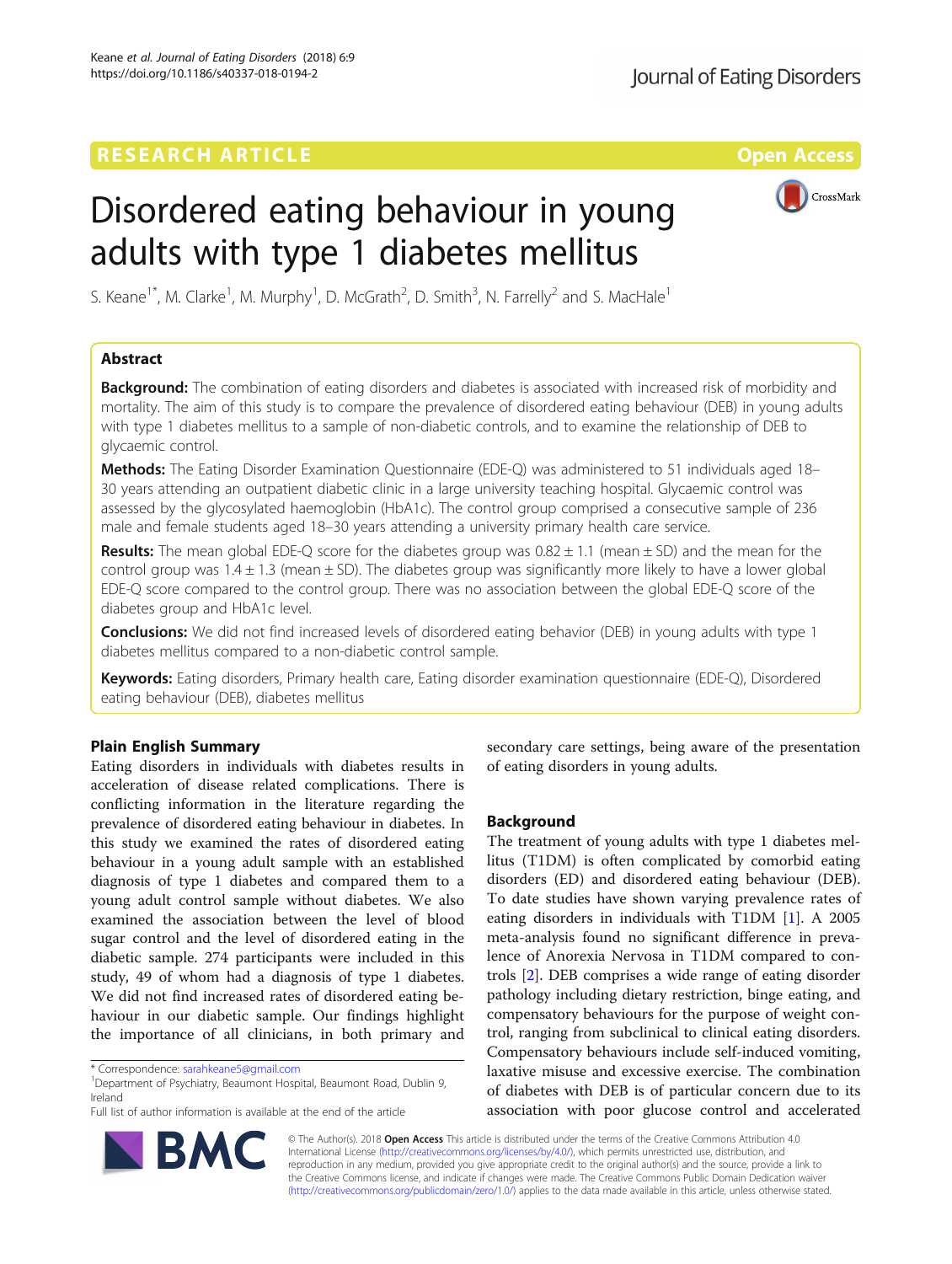RESEARCH ARTICLE

Open Access

# Disordered eating behaviour in young adults with type 1 diabetes mellitus

S. Keane[1*], M. Clarke[1], M. Murphy[1], D. McGrath[2], D. Smith[3], N. Farrelly[2] and S. MacHale[1]

## Abstract

**Background:** The combination of eating disorders and diabetes is associated with increased risk of morbidity and mortality. The aim of this study is to compare the prevalence of disordered eating behaviour (DEB) in young adults with type 1 diabetes mellitus to a sample of non-diabetic controls, and to examine the relationship of DEB to glycaemic control.

**Methods:** The Eating Disorder Examination Questionnaire (EDE-Q) was administered to 51 individuals aged 18–30 years attending an outpatient diabetic clinic in a large university teaching hospital. Glycaemic control was assessed by the glycosylated haemoglobin (HbA1c). The control group comprised a consecutive sample of 236 male and female students aged 18–30 years attending a university primary health care service.

**Results:** The mean global EDE-Q score for the diabetes group was 0.82 ± 1.1 (mean ± SD) and the mean for the control group was 1.4 ± 1.3 (mean ± SD). The diabetes group was significantly more likely to have a lower global EDE-Q score compared to the control group. There was no association between the global EDE-Q score of the diabetes group and HbA1c level.

**Conclusions:** We did not find increased levels of disordered eating behavior (DEB) in young adults with type 1 diabetes mellitus compared to a non-diabetic control sample.

**Keywords:** Eating disorders, Primary health care, Eating disorder examination questionnaire (EDE-Q), Disordered eating behaviour (DEB), diabetes mellitus

## Plain English Summary

Eating disorders in individuals with diabetes results in acceleration of disease related complications. There is conflicting information in the literature regarding the prevalence of disordered eating behaviour in diabetes. In this study we examined the rates of disordered eating behaviour in a young adult sample with an established diagnosis of type 1 diabetes and compared them to a young adult control sample without diabetes. We also examined the association between the level of blood sugar control and the level of disordered eating in the diabetic sample. 274 participants were included in this study, 49 of whom had a diagnosis of type 1 diabetes. We did not find increased rates of disordered eating behaviour in our diabetic sample. Our findings highlight the importance of all clinicians, in both primary and secondary care settings, being aware of the presentation of eating disorders in young adults.

## Background

The treatment of young adults with type 1 diabetes mellitus (T1DM) is often complicated by comorbid eating disorders (ED) and disordered eating behaviour (DEB). To date studies have shown varying prevalence rates of eating disorders in individuals with T1DM [1]. A 2005 meta-analysis found no significant difference in prevalence of Anorexia Nervosa in T1DM compared to controls [2]. DEB comprises a wide range of eating disorder pathology including dietary restriction, binge eating, and compensatory behaviours for the purpose of weight control, ranging from subclinical to clinical eating disorders. Compensatory behaviours include self-induced vomiting, laxative misuse and excessive exercise. The combination of diabetes with DEB is of particular concern due to its association with poor glucose control and accelerated

\* Correspondence: sarahkeane5@gmail.com

[1]Department of Psychiatry, Beaumont Hospital, Beaumont Road, Dublin 9, Ireland

Full list of author information is available at the end of the article

© The Author(s). 2018 **Open Access** This article is distributed under the terms of the Creative Commons Attribution 4.0 International License (http://creativecommons.org/licenses/by/4.0/), which permits unrestricted use, distribution, and reproduction in any medium, provided you give appropriate credit to the original author(s) and the source, provide a link to the Creative Commons license, and indicate if changes were made. The Creative Commons Public Domain Dedication waiver (http://creativecommons.org/publicdomain/zero/1.0/) applies to the data made available in this article, unless otherwise stated.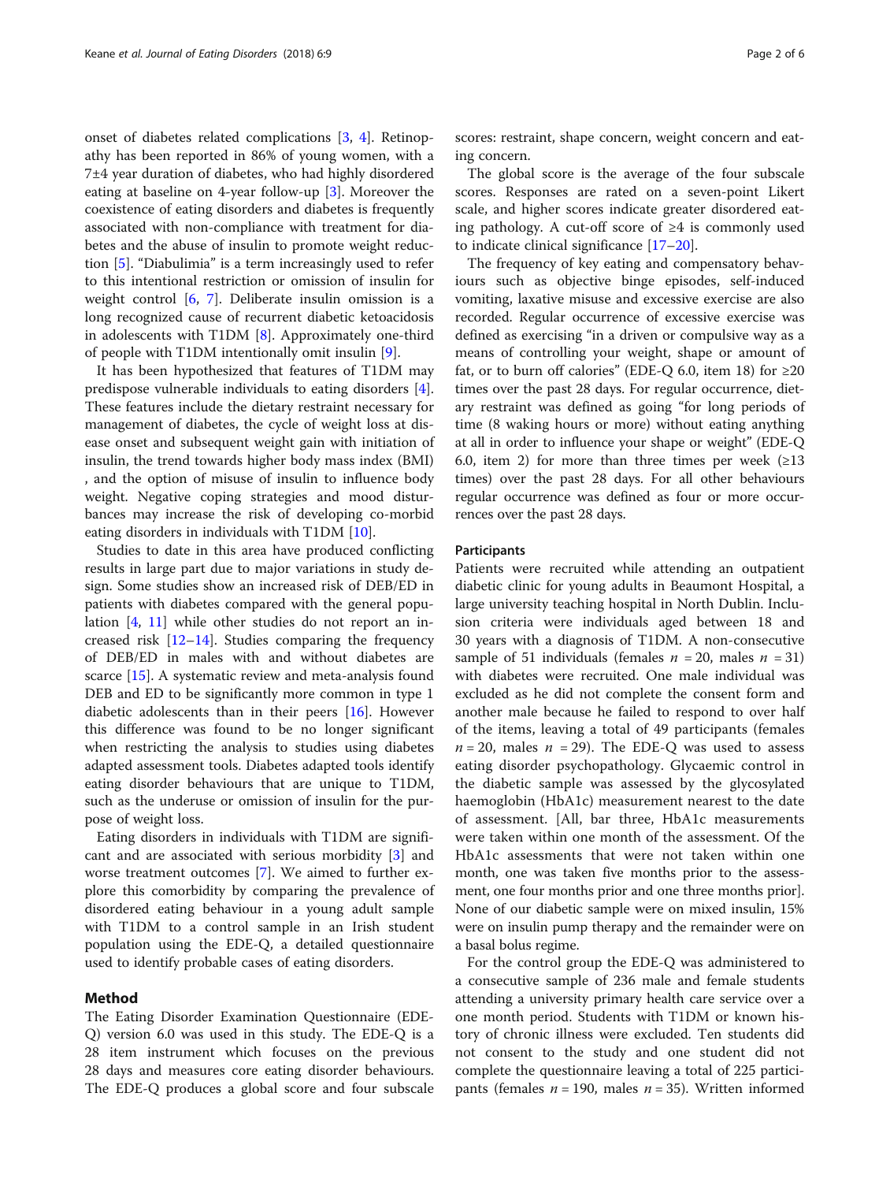onset of diabetes related complications [3, 4]. Retinopathy has been reported in 86% of young women, with a 7±4 year duration of diabetes, who had highly disordered eating at baseline on 4-year follow-up [3]. Moreover the coexistence of eating disorders and diabetes is frequently associated with non-compliance with treatment for diabetes and the abuse of insulin to promote weight reduction [5]. "Diabulimia" is a term increasingly used to refer to this intentional restriction or omission of insulin for weight control [6, 7]. Deliberate insulin omission is a long recognized cause of recurrent diabetic ketoacidosis in adolescents with T1DM [8]. Approximately one-third of people with T1DM intentionally omit insulin [9].

It has been hypothesized that features of T1DM may predispose vulnerable individuals to eating disorders [4]. These features include the dietary restraint necessary for management of diabetes, the cycle of weight loss at disease onset and subsequent weight gain with initiation of insulin, the trend towards higher body mass index (BMI), and the option of misuse of insulin to influence body weight. Negative coping strategies and mood disturbances may increase the risk of developing co-morbid eating disorders in individuals with T1DM [10].

Studies to date in this area have produced conflicting results in large part due to major variations in study design. Some studies show an increased risk of DEB/ED in patients with diabetes compared with the general population [4, 11] while other studies do not report an increased risk [12–14]. Studies comparing the frequency of DEB/ED in males with and without diabetes are scarce [15]. A systematic review and meta-analysis found DEB and ED to be significantly more common in type 1 diabetic adolescents than in their peers [16]. However this difference was found to be no longer significant when restricting the analysis to studies using diabetes adapted assessment tools. Diabetes adapted tools identify eating disorder behaviours that are unique to T1DM, such as the underuse or omission of insulin for the purpose of weight loss.

Eating disorders in individuals with T1DM are significant and are associated with serious morbidity [3] and worse treatment outcomes [7]. We aimed to further explore this comorbidity by comparing the prevalence of disordered eating behaviour in a young adult sample with T1DM to a control sample in an Irish student population using the EDE-Q, a detailed questionnaire used to identify probable cases of eating disorders.

## Method

The Eating Disorder Examination Questionnaire (EDE-Q) version 6.0 was used in this study. The EDE-Q is a 28 item instrument which focuses on the previous 28 days and measures core eating disorder behaviours. The EDE-Q produces a global score and four subscale scores: restraint, shape concern, weight concern and eating concern.

The global score is the average of the four subscale scores. Responses are rated on a seven-point Likert scale, and higher scores indicate greater disordered eating pathology. A cut-off score of ≥4 is commonly used to indicate clinical significance [17–20].

The frequency of key eating and compensatory behaviours such as objective binge episodes, self-induced vomiting, laxative misuse and excessive exercise are also recorded. Regular occurrence of excessive exercise was defined as exercising "in a driven or compulsive way as a means of controlling your weight, shape or amount of fat, or to burn off calories" (EDE-Q 6.0, item 18) for ≥20 times over the past 28 days. For regular occurrence, dietary restraint was defined as going "for long periods of time (8 waking hours or more) without eating anything at all in order to influence your shape or weight" (EDE-Q 6.0, item 2) for more than three times per week (≥13 times) over the past 28 days. For all other behaviours regular occurrence was defined as four or more occurrences over the past 28 days.

### Participants

Patients were recruited while attending an outpatient diabetic clinic for young adults in Beaumont Hospital, a large university teaching hospital in North Dublin. Inclusion criteria were individuals aged between 18 and 30 years with a diagnosis of T1DM. A non-consecutive sample of 51 individuals (females $n = 20$, males $n = 31$) with diabetes were recruited. One male individual was excluded as he did not complete the consent form and another male because he failed to respond to over half of the items, leaving a total of 49 participants (females $n = 20$, males $n = 29$). The EDE-Q was used to assess eating disorder psychopathology. Glycaemic control in the diabetic sample was assessed by the glycosylated haemoglobin (HbA1c) measurement nearest to the date of assessment. [All, bar three, HbA1c measurements were taken within one month of the assessment. Of the HbA1c assessments that were not taken within one month, one was taken five months prior to the assessment, one four months prior and one three months prior]. None of our diabetic sample were on mixed insulin, 15% were on insulin pump therapy and the remainder were on a basal bolus regime.

For the control group the EDE-Q was administered to a consecutive sample of 236 male and female students attending a university primary health care service over a one month period. Students with T1DM or known history of chronic illness were excluded. Ten students did not consent to the study and one student did not complete the questionnaire leaving a total of 225 participants (females $n = 190$, males $n = 35$). Written informed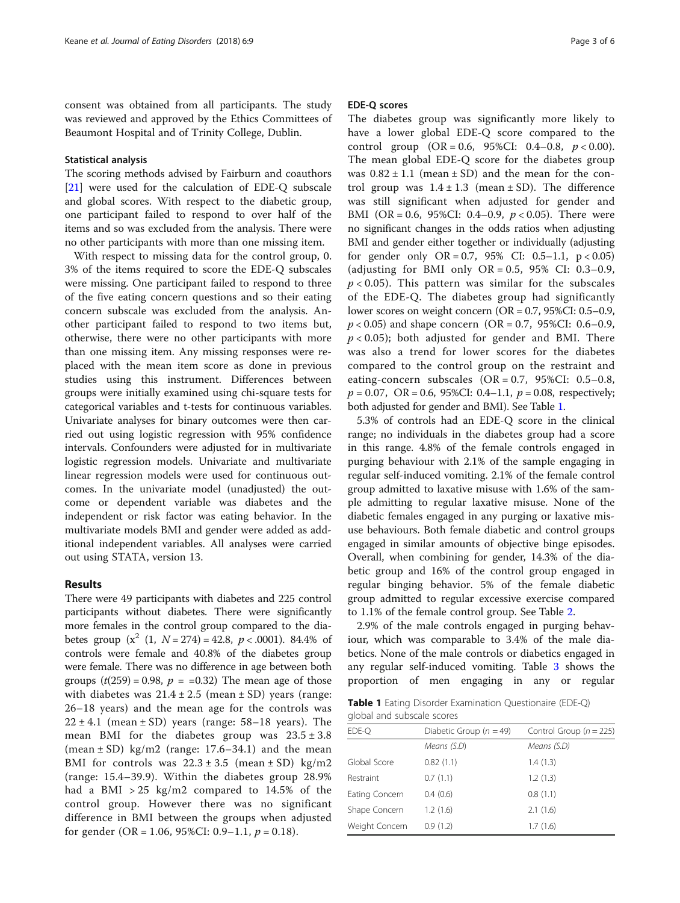consent was obtained from all participants. The study was reviewed and approved by the Ethics Committees of Beaumont Hospital and of Trinity College, Dublin.

### Statistical analysis

The scoring methods advised by Fairburn and coauthors [21] were used for the calculation of EDE-Q subscale and global scores. With respect to the diabetic group, one participant failed to respond to over half of the items and so was excluded from the analysis. There were no other participants with more than one missing item.

With respect to missing data for the control group, 0. 3% of the items required to score the EDE-Q subscales were missing. One participant failed to respond to three of the five eating concern questions and so their eating concern subscale was excluded from the analysis. Another participant failed to respond to two items but, otherwise, there were no other participants with more than one missing item. Any missing responses were replaced with the mean item score as done in previous studies using this instrument. Differences between groups were initially examined using chi-square tests for categorical variables and t-tests for continuous variables. Univariate analyses for binary outcomes were then carried out using logistic regression with 95% confidence intervals. Confounders were adjusted for in multivariate logistic regression models. Univariate and multivariate linear regression models were used for continuous outcomes. In the univariate model (unadjusted) the outcome or dependent variable was diabetes and the independent or risk factor was eating behavior. In the multivariate models BMI and gender were added as additional independent variables. All analyses were carried out using STATA, version 13.

## Results

There were 49 participants with diabetes and 225 control participants without diabetes. There were significantly more females in the control group compared to the diabetes group ($x^2$ (1, $N = 274$) = 42.8, $p < .0001$). 84.4% of controls were female and 40.8% of the diabetes group were female. There was no difference in age between both groups ($t(259) = 0.98$, $p$ = =0.32) The mean age of those with diabetes was 21.4 ± 2.5 (mean ± SD) years (range: 26–18 years) and the mean age for the controls was 22 ± 4.1 (mean ± SD) years (range: 58–18 years). The mean BMI for the diabetes group was 23.5 ± 3.8 (mean ± SD) kg/m2 (range: 17.6–34.1) and the mean BMI for controls was 22.3 ± 3.5 (mean ± SD) kg/m2 (range: 15.4–39.9). Within the diabetes group 28.9% had a BMI > 25 kg/m2 compared to 14.5% of the control group. However there was no significant difference in BMI between the groups when adjusted for gender (OR = 1.06, 95%CI: 0.9–1.1, $p = 0.18$).

### EDE-Q scores

The diabetes group was significantly more likely to have a lower global EDE-Q score compared to the control group (OR = 0.6, 95%CI: 0.4–0.8, $p < 0.00$). The mean global EDE-Q score for the diabetes group was 0.82 ± 1.1 (mean ± SD) and the mean for the control group was 1.4 ± 1.3 (mean ± SD). The difference was still significant when adjusted for gender and BMI (OR = 0.6, 95%CI: 0.4–0.9, $p < 0.05$). There were no significant changes in the odds ratios when adjusting BMI and gender either together or individually (adjusting for gender only OR = 0.7, 95% CI: 0.5–1.1, $p < 0.05$) (adjusting for BMI only OR = 0.5, 95% CI: 0.3–0.9, $p < 0.05$). This pattern was similar for the subscales of the EDE-Q. The diabetes group had significantly lower scores on weight concern (OR = 0.7, 95%CI: 0.5–0.9, $p < 0.05$) and shape concern (OR = 0.7, 95%CI: 0.6–0.9, $p < 0.05$); both adjusted for gender and BMI. There was also a trend for lower scores for the diabetes compared to the control group on the restraint and eating-concern subscales (OR = 0.7, 95%CI: 0.5–0.8, $p = 0.07$, OR = 0.6, 95%CI: 0.4–1.1, $p = 0.08$, respectively; both adjusted for gender and BMI). See Table 1.

5.3% of controls had an EDE-Q score in the clinical range; no individuals in the diabetes group had a score in this range. 4.8% of the female controls engaged in purging behaviour with 2.1% of the sample engaging in regular self-induced vomiting. 2.1% of the female control group admitted to laxative misuse with 1.6% of the sample admitting to regular laxative misuse. None of the diabetic females engaged in any purging or laxative misuse behaviours. Both female diabetic and control groups engaged in similar amounts of objective binge episodes. Overall, when combining for gender, 14.3% of the diabetic group and 16% of the control group engaged in regular binging behavior. 5% of the female diabetic group admitted to regular excessive exercise compared to 1.1% of the female control group. See Table 2.

2.9% of the male controls engaged in purging behaviour, which was comparable to 3.4% of the male diabetics. None of the male controls or diabetics engaged in any regular self-induced vomiting. Table 3 shows the proportion of men engaging in any or regular

**Table 1** Eating Disorder Examination Questionaire (EDE-Q) global and subscale scores

| EDE-Q | Diabetic Group ($n = 49$) | Control Group ($n = 225$) |
|---|---|---|
| | *Means (S.D)* | *Means (S.D)* |
| Global Score | 0.82 (1.1) | 1.4 (1.3) |
| Restraint | 0.7 (1.1) | 1.2 (1.3) |
| Eating Concern | 0.4 (0.6) | 0.8 (1.1) |
| Shape Concern | 1.2 (1.6) | 2.1 (1.6) |
| Weight Concern | 0.9 (1.2) | 1.7 (1.6) |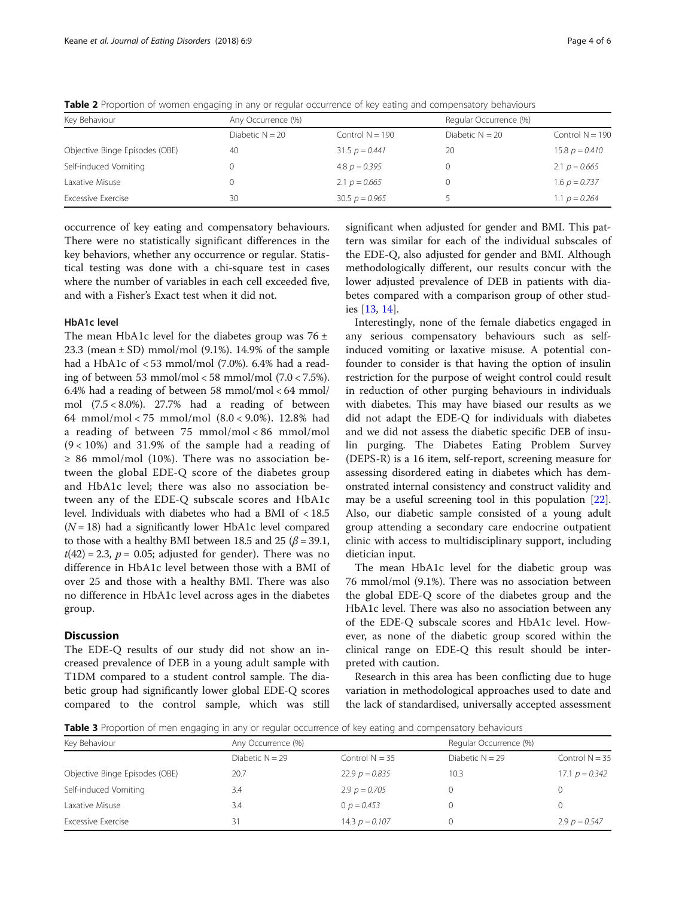**Table 2** Proportion of women engaging in any or regular occurrence of key eating and compensatory behaviours

| Key Behaviour | Any Occurrence (%) | | Regular Occurrence (%) | |
|---|---|---|---|---|
| | Diabetic N = 20 | Control N = 190 | Diabetic N = 20 | Control N = 190 |
| Objective Binge Episodes (OBE) | 40 | 31.5 *p = 0.441* | 20 | 15.8 *p = 0.410* |
| Self-induced Vomiting | 0 | 4.8 *p = 0.395* | 0 | 2.1 *p = 0.665* |
| Laxative Misuse | 0 | 2.1 *p = 0.665* | 0 | 1.6 *p = 0.737* |
| Excessive Exercise | 30 | 30.5 *p = 0.965* | 5 | 1.1 *p = 0.264* |

occurrence of key eating and compensatory behaviours. There were no statistically significant differences in the key behaviors, whether any occurrence or regular. Statistical testing was done with a chi-square test in cases where the number of variables in each cell exceeded five, and with a Fisher's Exact test when it did not.

### HbA1c level

The mean HbA1c level for the diabetes group was 76 ± 23.3 (mean ± SD) mmol/mol (9.1%). 14.9% of the sample had a HbA1c of < 53 mmol/mol (7.0%). 6.4% had a reading of between 53 mmol/mol < 58 mmol/mol (7.0 < 7.5%). 6.4% had a reading of between 58 mmol/mol < 64 mmol/mol (7.5 < 8.0%). 27.7% had a reading of between 64 mmol/mol < 75 mmol/mol (8.0 < 9.0%). 12.8% had a reading of between 75 mmol/mol < 86 mmol/mol (9 < 10%) and 31.9% of the sample had a reading of ≥ 86 mmol/mol (10%). There was no association between the global EDE-Q score of the diabetes group and HbA1c level; there was also no association between any of the EDE-Q subscale scores and HbA1c level. Individuals with diabetes who had a BMI of < 18.5 ($N = 18$) had a significantly lower HbA1c level compared to those with a healthy BMI between 18.5 and 25 ($\beta = 39.1$, $t(42) = 2.3$, $p = 0.05$; adjusted for gender). There was no difference in HbA1c level between those with a BMI of over 25 and those with a healthy BMI. There was also no difference in HbA1c level across ages in the diabetes group.

## Discussion

The EDE-Q results of our study did not show an increased prevalence of DEB in a young adult sample with T1DM compared to a student control sample. The diabetic group had significantly lower global EDE-Q scores compared to the control sample, which was still significant when adjusted for gender and BMI. This pattern was similar for each of the individual subscales of the EDE-Q, also adjusted for gender and BMI. Although methodologically different, our results concur with the lower adjusted prevalence of DEB in patients with diabetes compared with a comparison group of other studies [13, 14].

Interestingly, none of the female diabetics engaged in any serious compensatory behaviours such as self-induced vomiting or laxative misuse. A potential confounder to consider is that having the option of insulin restriction for the purpose of weight control could result in reduction of other purging behaviours in individuals with diabetes. This may have biased our results as we did not adapt the EDE-Q for individuals with diabetes and we did not assess the diabetic specific DEB of insulin purging. The Diabetes Eating Problem Survey (DEPS-R) is a 16 item, self-report, screening measure for assessing disordered eating in diabetes which has demonstrated internal consistency and construct validity and may be a useful screening tool in this population [22]. Also, our diabetic sample consisted of a young adult group attending a secondary care endocrine outpatient clinic with access to multidisciplinary support, including dietician input.

The mean HbA1c level for the diabetic group was 76 mmol/mol (9.1%). There was no association between the global EDE-Q score of the diabetes group and the HbA1c level. There was also no association between any of the EDE-Q subscale scores and HbA1c level. However, as none of the diabetic group scored within the clinical range on EDE-Q this result should be interpreted with caution.

Research in this area has been conflicting due to huge variation in methodological approaches used to date and the lack of standardised, universally accepted assessment

**Table 3** Proportion of men engaging in any or regular occurrence of key eating and compensatory behaviours

| Key Behaviour | Any Occurrence (%) | | Regular Occurrence (%) | |
|---|---|---|---|---|
| | Diabetic N = 29 | Control N = 35 | Diabetic N = 29 | Control N = 35 |
| Objective Binge Episodes (OBE) | 20.7 | 22.9 *p = 0.835* | 10.3 | 17.1 *p = 0.342* |
| Self-induced Vomiting | 3.4 | 2.9 *p = 0.705* | 0 | 0 |
| Laxative Misuse | 3.4 | 0 *p = 0.453* | 0 | 0 |
| Excessive Exercise | 31 | 14.3 *p = 0.107* | 0 | 2.9 *p = 0.547* |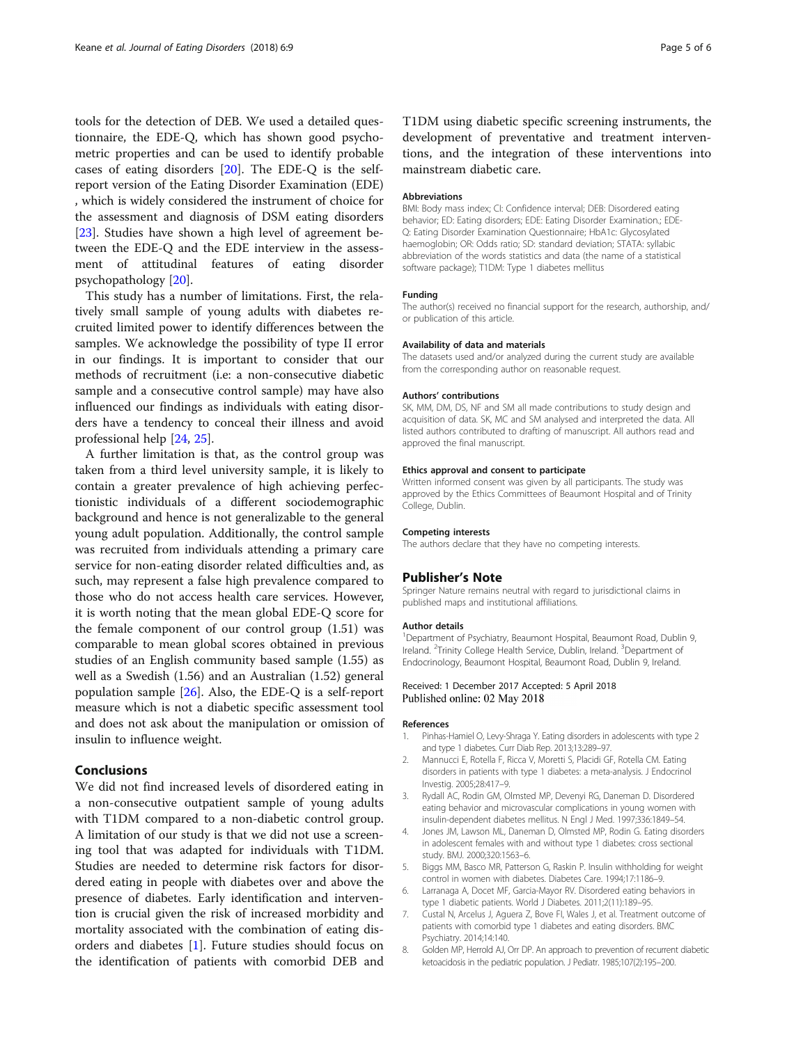tools for the detection of DEB. We used a detailed questionnaire, the EDE-Q, which has shown good psychometric properties and can be used to identify probable cases of eating disorders [20]. The EDE-Q is the self-report version of the Eating Disorder Examination (EDE) , which is widely considered the instrument of choice for the assessment and diagnosis of DSM eating disorders [23]. Studies have shown a high level of agreement between the EDE-Q and the EDE interview in the assessment of attitudinal features of eating disorder psychopathology [20].

This study has a number of limitations. First, the relatively small sample of young adults with diabetes recruited limited power to identify differences between the samples. We acknowledge the possibility of type II error in our findings. It is important to consider that our methods of recruitment (i.e: a non-consecutive diabetic sample and a consecutive control sample) may have also influenced our findings as individuals with eating disorders have a tendency to conceal their illness and avoid professional help [24, 25].

A further limitation is that, as the control group was taken from a third level university sample, it is likely to contain a greater prevalence of high achieving perfectionistic individuals of a different sociodemographic background and hence is not generalizable to the general young adult population. Additionally, the control sample was recruited from individuals attending a primary care service for non-eating disorder related difficulties and, as such, may represent a false high prevalence compared to those who do not access health care services. However, it is worth noting that the mean global EDE-Q score for the female component of our control group (1.51) was comparable to mean global scores obtained in previous studies of an English community based sample (1.55) as well as a Swedish (1.56) and an Australian (1.52) general population sample [26]. Also, the EDE-Q is a self-report measure which is not a diabetic specific assessment tool and does not ask about the manipulation or omission of insulin to influence weight.

## Conclusions

We did not find increased levels of disordered eating in a non-consecutive outpatient sample of young adults with T1DM compared to a non-diabetic control group. A limitation of our study is that we did not use a screening tool that was adapted for individuals with T1DM. Studies are needed to determine risk factors for disordered eating in people with diabetes over and above the presence of diabetes. Early identification and intervention is crucial given the risk of increased morbidity and mortality associated with the combination of eating disorders and diabetes [1]. Future studies should focus on the identification of patients with comorbid DEB and T1DM using diabetic specific screening instruments, the development of preventative and treatment interventions, and the integration of these interventions into mainstream diabetic care.

#### Abbreviations

BMI: Body mass index; CI: Confidence interval; DEB: Disordered eating behavior; ED: Eating disorders; EDE: Eating Disorder Examination.; EDE-Q: Eating Disorder Examination Questionnaire; HbA1c: Glycosylated haemoglobin; OR: Odds ratio; SD: standard deviation; STATA: syllabic abbreviation of the words statistics and data (the name of a statistical software package); T1DM: Type 1 diabetes mellitus

#### Funding

The author(s) received no financial support for the research, authorship, and/or publication of this article.

#### Availability of data and materials

The datasets used and/or analyzed during the current study are available from the corresponding author on reasonable request.

#### Authors' contributions

SK, MM, DM, DS, NF and SM all made contributions to study design and acquisition of data. SK, MC and SM analysed and interpreted the data. All listed authors contributed to drafting of manuscript. All authors read and approved the final manuscript.

#### Ethics approval and consent to participate

Written informed consent was given by all participants. The study was approved by the Ethics Committees of Beaumont Hospital and of Trinity College, Dublin.

#### Competing interests

The authors declare that they have no competing interests.

## Publisher's Note

Springer Nature remains neutral with regard to jurisdictional claims in published maps and institutional affiliations.

#### Author details

[1]Department of Psychiatry, Beaumont Hospital, Beaumont Road, Dublin 9, Ireland. [2]Trinity College Health Service, Dublin, Ireland. [3]Department of Endocrinology, Beaumont Hospital, Beaumont Road, Dublin 9, Ireland.

Received: 1 December 2017 Accepted: 5 April 2018
Published online: 02 May 2018

#### References

1. Pinhas-Hamiel O, Levy-Shraga Y. Eating disorders in adolescents with type 2 and type 1 diabetes. Curr Diab Rep. 2013;13:289–97.
2. Mannucci E, Rotella F, Ricca V, Moretti S, Placidi GF, Rotella CM. Eating disorders in patients with type 1 diabetes: a meta-analysis. J Endocrinol Investig. 2005;28:417–9.
3. Rydall AC, Rodin GM, Olmsted MP, Devenyi RG, Daneman D. Disordered eating behavior and microvascular complications in young women with insulin-dependent diabetes mellitus. N Engl J Med. 1997;336:1849–54.
4. Jones JM, Lawson ML, Daneman D, Olmsted MP, Rodin G. Eating disorders in adolescent females with and without type 1 diabetes: cross sectional study. BMJ. 2000;320:1563–6.
5. Biggs MM, Basco MR, Patterson G, Raskin P. Insulin withholding for weight control in women with diabetes. Diabetes Care. 1994;17:1186–9.
6. Larranaga A, Docet MF, Garcia-Mayor RV. Disordered eating behaviors in type 1 diabetic patients. World J Diabetes. 2011;2(11):189–95.
7. Custal N, Arcelus J, Aguera Z, Bove FI, Wales J, et al. Treatment outcome of patients with comorbid type 1 diabetes and eating disorders. BMC Psychiatry. 2014;14:140.
8. Golden MP, Herrold AJ, Orr DP. An approach to prevention of recurrent diabetic ketoacidosis in the pediatric population. J Pediatr. 1985;107(2):195–200.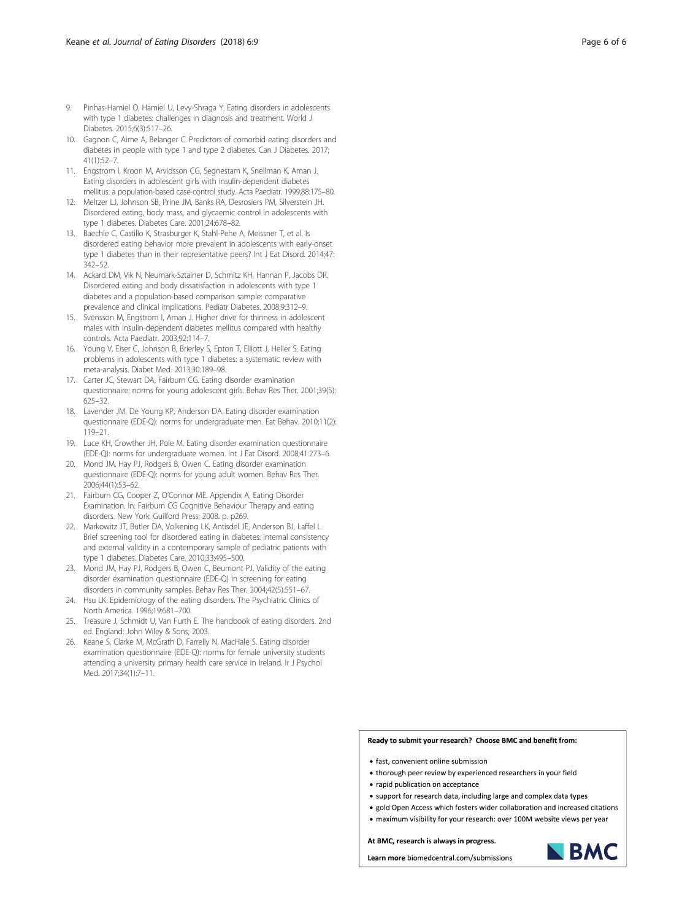9. Pinhas-Hamiel O, Hamiel U, Levy-Shraga Y. Eating disorders in adolescents with type 1 diabetes: challenges in diagnosis and treatment. World J Diabetes. 2015;6(3):517–26.
10. Gagnon C, Aime A, Belanger C. Predictors of comorbid eating disorders and diabetes in people with type 1 and type 2 diabetes. Can J Diabetes. 2017; 41(1):52–7.
11. Engstrom I, Kroon M, Arvidsson CG, Segnestam K, Snellman K, Aman J. Eating disorders in adolescent girls with insulin-dependent diabetes mellitus: a population-based case-control study. Acta Paediatr. 1999;88:175–80.
12. Meltzer LJ, Johnson SB, Prine JM, Banks RA, Desrosiers PM, Silverstein JH. Disordered eating, body mass, and glycaemic control in adolescents with type 1 diabetes. Diabetes Care. 2001;24:678–82.
13. Baechle C, Castillo K, Strasburger K, Stahl-Pehe A, Meissner T, et al. Is disordered eating behavior more prevalent in adolescents with early-onset type 1 diabetes than in their representative peers? Int J Eat Disord. 2014;47: 342–52.
14. Ackard DM, Vik N, Neumark-Sztainer D, Schmitz KH, Hannan P, Jacobs DR. Disordered eating and body dissatisfaction in adolescents with type 1 diabetes and a population-based comparison sample: comparative prevalence and clinical implications. Pediatr Diabetes. 2008;9:312–9.
15. Svensson M, Engstrom I, Aman J. Higher drive for thinness in adolescent males with insulin-dependent diabetes mellitus compared with healthy controls. Acta Paediatr. 2003;92:114–7.
16. Young V, Eiser C, Johnson B, Brierley S, Epton T, Elliott J, Heller S. Eating problems in adolescents with type 1 diabetes: a systematic review with meta-analysis. Diabet Med. 2013;30:189–98.
17. Carter JC, Stewart DA, Fairburn CG. Eating disorder examination questionnaire: norms for young adolescent girls. Behav Res Ther. 2001;39(5): 625–32.
18. Lavender JM, De Young KP, Anderson DA. Eating disorder examination questionnaire (EDE-Q): norms for undergraduate men. Eat Behav. 2010;11(2): 119–21.
19. Luce KH, Crowther JH, Pole M. Eating disorder examination questionnaire (EDE-Q): norms for undergraduate women. Int J Eat Disord. 2008;41:273–6.
20. Mond JM, Hay PJ, Rodgers B, Owen C. Eating disorder examination questionnaire (EDE-Q): norms for young adult women. Behav Res Ther. 2006;44(1):53–62.
21. Fairburn CG, Cooper Z, O'Connor ME. Appendix A, Eating Disorder Examination. In: Fairburn CG Cognitive Behaviour Therapy and eating disorders. New York: Guilford Press; 2008. p. p269.
22. Markowitz JT, Butler DA, Volkening LK, Antisdel JE, Anderson BJ, Laffel L. Brief screening tool for disordered eating in diabetes: internal consistency and external validity in a contemporary sample of pediatric patients with type 1 diabetes. Diabetes Care. 2010;33:495–500.
23. Mond JM, Hay PJ, Rodgers B, Owen C, Beumont PJ. Validity of the eating disorder examination questionnaire (EDE-Q) in screening for eating disorders in community samples. Behav Res Ther. 2004;42(5):551–67.
24. Hsu LK. Epidemiology of the eating disorders. The Psychiatric Clinics of North America. 1996;19:681–700.
25. Treasure J, Schmidt U, Van Furth E. The handbook of eating disorders. 2nd ed. England: John Wiley & Sons; 2003.
26. Keane S, Clarke M, McGrath D, Farrelly N, MacHale S. Eating disorder examination questionnaire (EDE-Q): norms for female university students attending a university primary health care service in Ireland. Ir J Psychol Med. 2017;34(1):7–11.

**Ready to submit your research? Choose BMC and benefit from:**

- fast, convenient online submission
- thorough peer review by experienced researchers in your field
- rapid publication on acceptance
- support for research data, including large and complex data types
- gold Open Access which fosters wider collaboration and increased citations
- maximum visibility for your research: over 100M website views per year

**At BMC, research is always in progress.**

**Learn more** biomedcentral.com/submissions

BMC